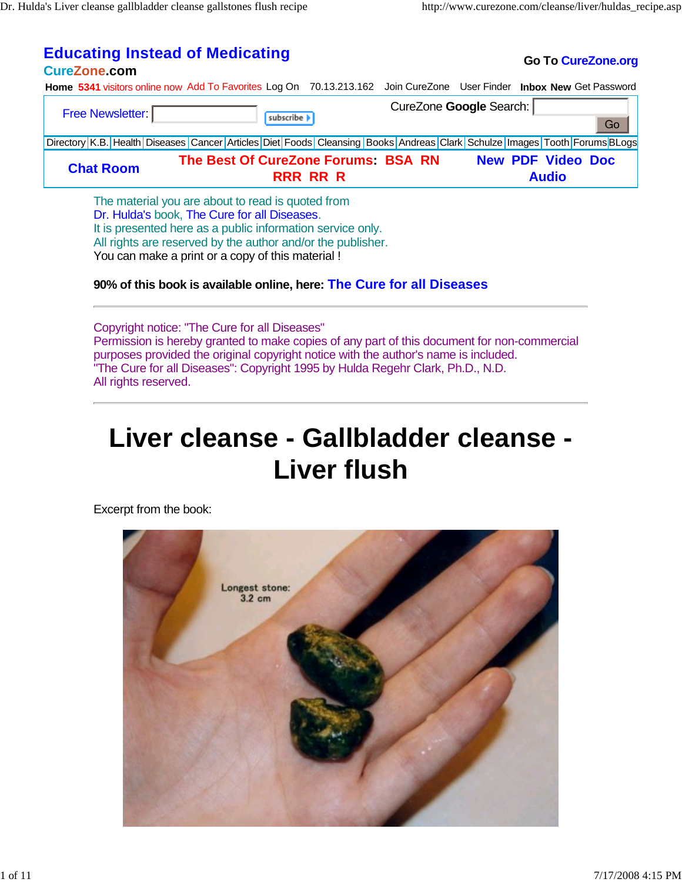**Educating Instead of Medicating**

**CureZone.com**

**Go To CureZone.org**

**Home** **5341** visitors online now Add To Favorites Log On 70.13.213.162 Join CureZone User Finder **Inbox** **New** Get Password

Free Newsletter: subscribe

CureZone **Google** Search: Go

| Directory | K.B. | Health | Diseases | Cancer | Articles | Diet | Foods | Cleansing | Books | Andreas | Clark | Schulze | Images | Tooth | Forums | BLogs |
|---|---|---|---|---|---|---|---|---|---|---|---|---|---|---|---|---|

**Chat Room** **The Best Of CureZone Forums: BSA RN RRR RR R** **New PDF Video Doc Audio**

The material you are about to read is quoted from
Dr. Hulda's book, The Cure for all Diseases.
It is presented here as a public information service only.
All rights are reserved by the author and/or the publisher.
You can make a print or a copy of this material !

**90% of this book is available online, here: The Cure for all Diseases**

---

Copyright notice: "The Cure for all Diseases"
Permission is hereby granted to make copies of any part of this document for non-commercial purposes provided the original copyright notice with the author's name is included.
"The Cure for all Diseases": Copyright 1995 by Hulda Regehr Clark, Ph.D., N.D.
All rights reserved.

---

# Liver cleanse - Gallbladder cleanse - Liver flush

Excerpt from the book:

Longest stone: 3.2 cm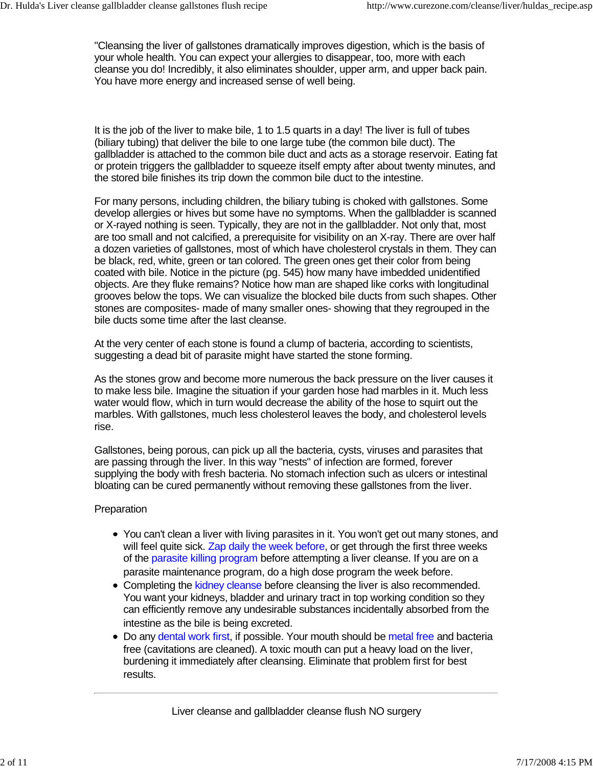"Cleansing the liver of gallstones dramatically improves digestion, which is the basis of your whole health. You can expect your allergies to disappear, too, more with each cleanse you do! Incredibly, it also eliminates shoulder, upper arm, and upper back pain. You have more energy and increased sense of well being.

It is the job of the liver to make bile, 1 to 1.5 quarts in a day! The liver is full of tubes (biliary tubing) that deliver the bile to one large tube (the common bile duct). The gallbladder is attached to the common bile duct and acts as a storage reservoir. Eating fat or protein triggers the gallbladder to squeeze itself empty after about twenty minutes, and the stored bile finishes its trip down the common bile duct to the intestine.

For many persons, including children, the biliary tubing is choked with gallstones. Some develop allergies or hives but some have no symptoms. When the gallbladder is scanned or X-rayed nothing is seen. Typically, they are not in the gallbladder. Not only that, most are too small and not calcified, a prerequisite for visibility on an X-ray. There are over half a dozen varieties of gallstones, most of which have cholesterol crystals in them. They can be black, red, white, green or tan colored. The green ones get their color from being coated with bile. Notice in the picture (pg. 545) how many have imbedded unidentified objects. Are they fluke remains? Notice how man are shaped like corks with longitudinal grooves below the tops. We can visualize the blocked bile ducts from such shapes. Other stones are composites- made of many smaller ones- showing that they regrouped in the bile ducts some time after the last cleanse.

At the very center of each stone is found a clump of bacteria, according to scientists, suggesting a dead bit of parasite might have started the stone forming.

As the stones grow and become more numerous the back pressure on the liver causes it to make less bile. Imagine the situation if your garden hose had marbles in it. Much less water would flow, which in turn would decrease the ability of the hose to squirt out the marbles. With gallstones, much less cholesterol leaves the body, and cholesterol levels rise.

Gallstones, being porous, can pick up all the bacteria, cysts, viruses and parasites that are passing through the liver. In this way "nests" of infection are formed, forever supplying the body with fresh bacteria. No stomach infection such as ulcers or intestinal bloating can be cured permanently without removing these gallstones from the liver.

Preparation

- You can't clean a liver with living parasites in it. You won't get out many stones, and will feel quite sick. Zap daily the week before, or get through the first three weeks of the parasite killing program before attempting a liver cleanse. If you are on a parasite maintenance program, do a high dose program the week before.
- Completing the kidney cleanse before cleansing the liver is also recommended. You want your kidneys, bladder and urinary tract in top working condition so they can efficiently remove any undesirable substances incidentally absorbed from the intestine as the bile is being excreted.
- Do any dental work first, if possible. Your mouth should be metal free and bacteria free (cavitations are cleaned). A toxic mouth can put a heavy load on the liver, burdening it immediately after cleansing. Eliminate that problem first for best results.

---

Liver cleanse and gallbladder cleanse flush NO surgery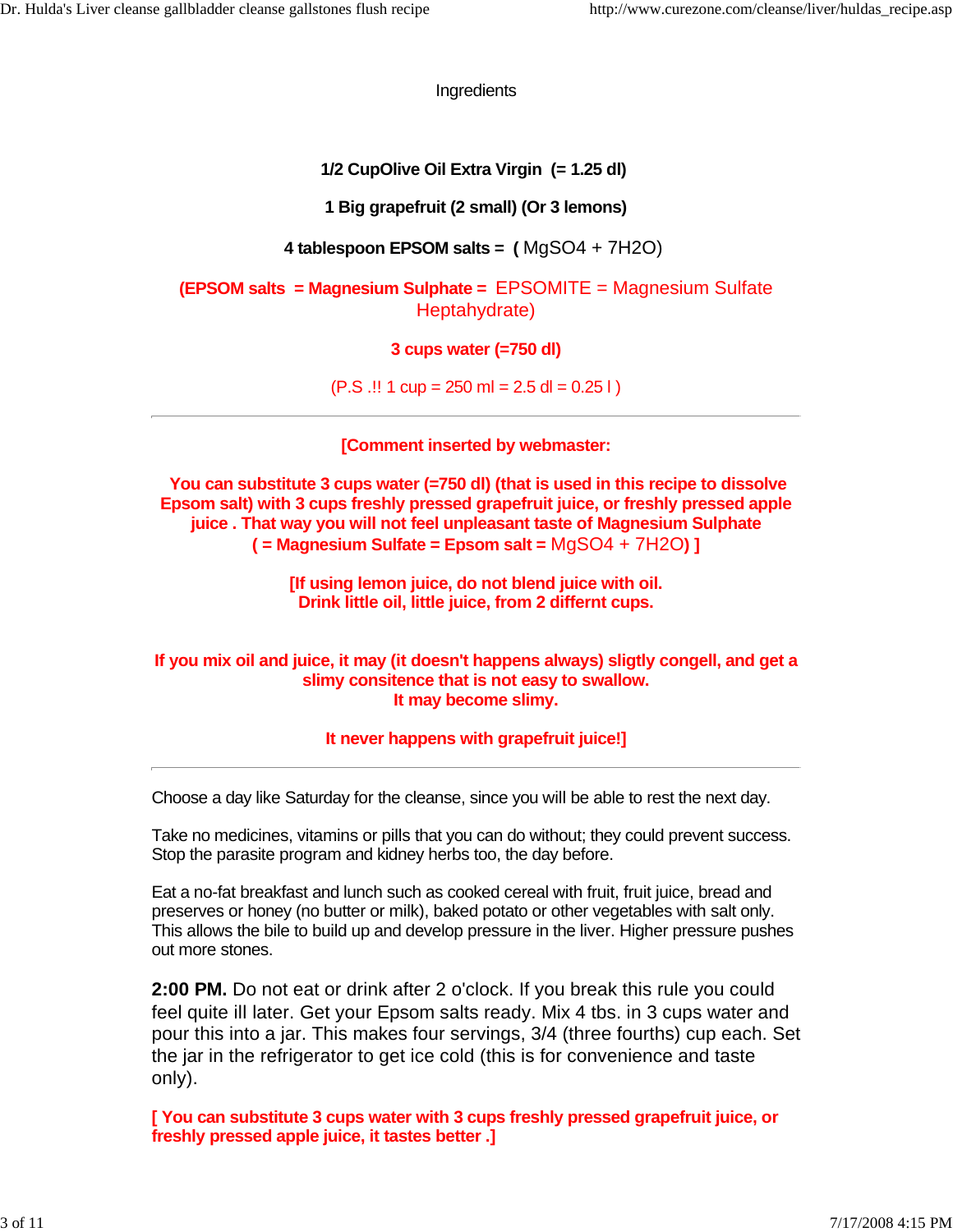Ingredients

**1/2 CupOlive Oil Extra Virgin (= 1.25 dl)**

**1 Big grapefruit (2 small) (Or 3 lemons)**

**4 tablespoon EPSOM salts = (** $MgSO_4 + 7H_2O$)

**(EPSOM salts = Magnesium Sulphate =** EPSOMITE = Magnesium Sulfate Heptahydrate)

**3 cups water (=750 dl)**

(P.S .!! 1 cup = 250 ml = 2.5 dl = 0.25 l )

---

**[Comment inserted by webmaster:**

**You can substitute 3 cups water (=750 dl) (that is used in this recipe to dissolve Epsom salt) with 3 cups freshly pressed grapefruit juice, or freshly pressed apple juice . That way you will not feel unpleasant taste of Magnesium Sulphate ( = Magnesium Sulfate = Epsom salt =** $MgSO_4 + 7H_2O$**) ]**

**[If using lemon juice, do not blend juice with oil.**
**Drink little oil, little juice, from 2 differnt cups.**

**If you mix oil and juice, it may (it doesn't happens always) sligtly congell, and get a slimy consitence that is not easy to swallow.**
**It may become slimy.**

**It never happens with grapefruit juice!]**

---

Choose a day like Saturday for the cleanse, since you will be able to rest the next day.

Take no medicines, vitamins or pills that you can do without; they could prevent success. Stop the parasite program and kidney herbs too, the day before.

Eat a no-fat breakfast and lunch such as cooked cereal with fruit, fruit juice, bread and preserves or honey (no butter or milk), baked potato or other vegetables with salt only. This allows the bile to build up and develop pressure in the liver. Higher pressure pushes out more stones.

**2:00 PM.** Do not eat or drink after 2 o'clock. If you break this rule you could feel quite ill later. Get your Epsom salts ready. Mix 4 tbs. in 3 cups water and pour this into a jar. This makes four servings, 3/4 (three fourths) cup each. Set the jar in the refrigerator to get ice cold (this is for convenience and taste only).

**[ You can substitute 3 cups water with 3 cups freshly pressed grapefruit juice, or freshly pressed apple juice, it tastes better .]**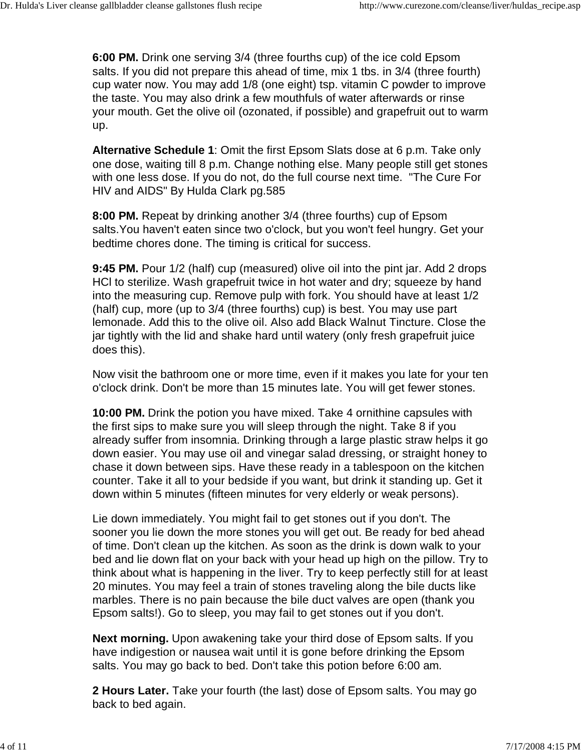**6:00 PM.** Drink one serving 3/4 (three fourths cup) of the ice cold Epsom salts. If you did not prepare this ahead of time, mix 1 tbs. in 3/4 (three fourth) cup water now. You may add 1/8 (one eight) tsp. vitamin C powder to improve the taste. You may also drink a few mouthfuls of water afterwards or rinse your mouth. Get the olive oil (ozonated, if possible) and grapefruit out to warm up.

**Alternative Schedule 1**: Omit the first Epsom Slats dose at 6 p.m. Take only one dose, waiting till 8 p.m. Change nothing else. Many people still get stones with one less dose. If you do not, do the full course next time. "The Cure For HIV and AIDS" By Hulda Clark pg.585

**8:00 PM.** Repeat by drinking another 3/4 (three fourths) cup of Epsom salts.You haven't eaten since two o'clock, but you won't feel hungry. Get your bedtime chores done. The timing is critical for success.

**9:45 PM.** Pour 1/2 (half) cup (measured) olive oil into the pint jar. Add 2 drops HCl to sterilize. Wash grapefruit twice in hot water and dry; squeeze by hand into the measuring cup. Remove pulp with fork. You should have at least 1/2 (half) cup, more (up to 3/4 (three fourths) cup) is best. You may use part lemonade. Add this to the olive oil. Also add Black Walnut Tincture. Close the jar tightly with the lid and shake hard until watery (only fresh grapefruit juice does this).

Now visit the bathroom one or more time, even if it makes you late for your ten o'clock drink. Don't be more than 15 minutes late. You will get fewer stones.

**10:00 PM.** Drink the potion you have mixed. Take 4 ornithine capsules with the first sips to make sure you will sleep through the night. Take 8 if you already suffer from insomnia. Drinking through a large plastic straw helps it go down easier. You may use oil and vinegar salad dressing, or straight honey to chase it down between sips. Have these ready in a tablespoon on the kitchen counter. Take it all to your bedside if you want, but drink it standing up. Get it down within 5 minutes (fifteen minutes for very elderly or weak persons).

Lie down immediately. You might fail to get stones out if you don't. The sooner you lie down the more stones you will get out. Be ready for bed ahead of time. Don't clean up the kitchen. As soon as the drink is down walk to your bed and lie down flat on your back with your head up high on the pillow. Try to think about what is happening in the liver. Try to keep perfectly still for at least 20 minutes. You may feel a train of stones traveling along the bile ducts like marbles. There is no pain because the bile duct valves are open (thank you Epsom salts!). Go to sleep, you may fail to get stones out if you don't.

**Next morning.** Upon awakening take your third dose of Epsom salts. If you have indigestion or nausea wait until it is gone before drinking the Epsom salts. You may go back to bed. Don't take this potion before 6:00 am.

**2 Hours Later.** Take your fourth (the last) dose of Epsom salts. You may go back to bed again.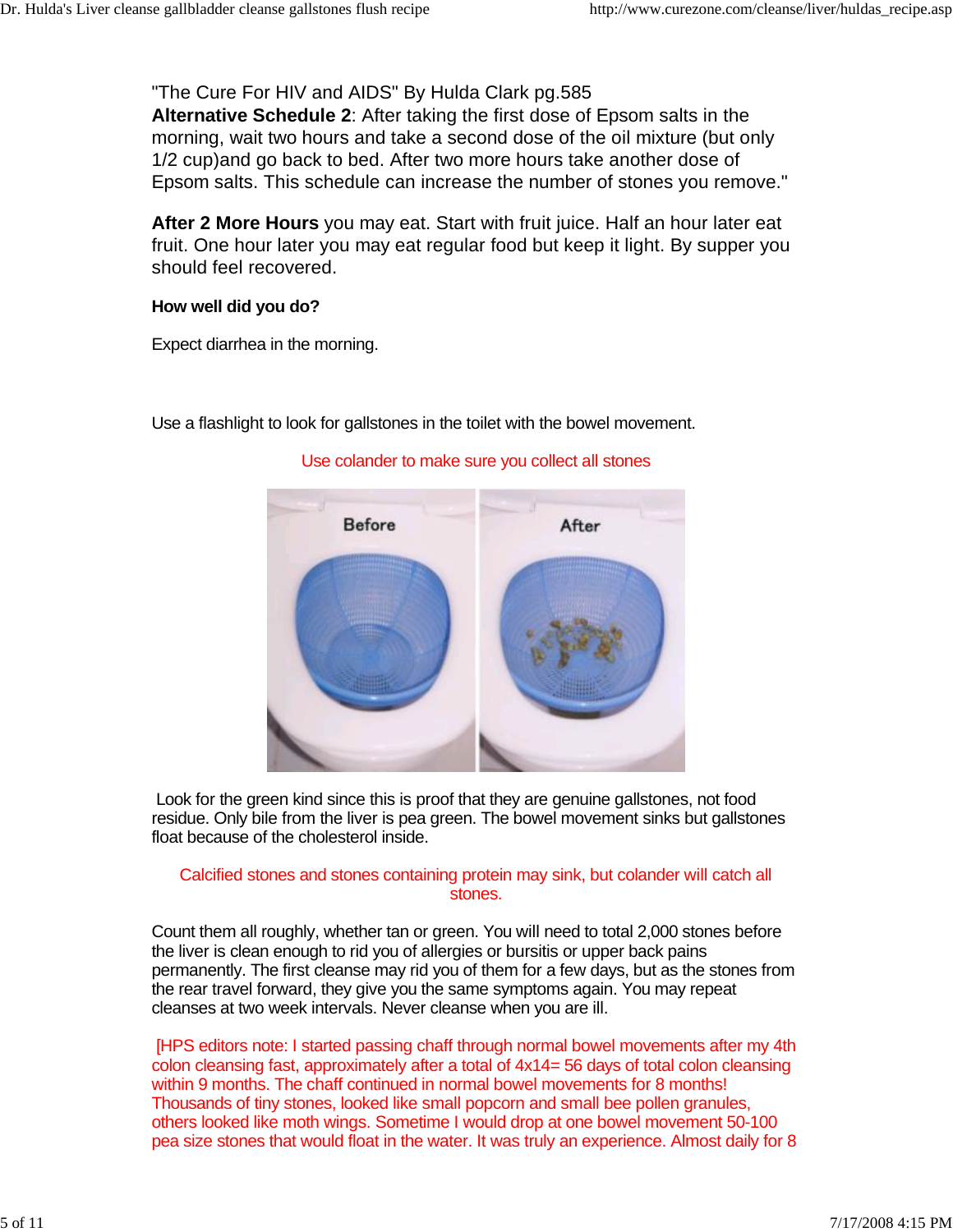"The Cure For HIV and AIDS" By Hulda Clark pg.585

**Alternative Schedule 2**: After taking the first dose of Epsom salts in the morning, wait two hours and take a second dose of the oil mixture (but only 1/2 cup)and go back to bed. After two more hours take another dose of Epsom salts. This schedule can increase the number of stones you remove."

**After 2 More Hours** you may eat. Start with fruit juice. Half an hour later eat fruit. One hour later you may eat regular food but keep it light. By supper you should feel recovered.

**How well did you do?**

Expect diarrhea in the morning.

Use a flashlight to look for gallstones in the toilet with the bowel movement.

Use colander to make sure you collect all stones

Before

After

Look for the green kind since this is proof that they are genuine gallstones, not food residue. Only bile from the liver is pea green. The bowel movement sinks but gallstones float because of the cholesterol inside.

Calcified stones and stones containing protein may sink, but colander will catch all stones.

Count them all roughly, whether tan or green. You will need to total 2,000 stones before the liver is clean enough to rid you of allergies or bursitis or upper back pains permanently. The first cleanse may rid you of them for a few days, but as the stones from the rear travel forward, they give you the same symptoms again. You may repeat cleanses at two week intervals. Never cleanse when you are ill.

[HPS editors note: I started passing chaff through normal bowel movements after my 4th colon cleansing fast, approximately after a total of 4x14= 56 days of total colon cleansing within 9 months. The chaff continued in normal bowel movements for 8 months! Thousands of tiny stones, looked like small popcorn and small bee pollen granules, others looked like moth wings. Sometime I would drop at one bowel movement 50-100 pea size stones that would float in the water. It was truly an experience. Almost daily for 8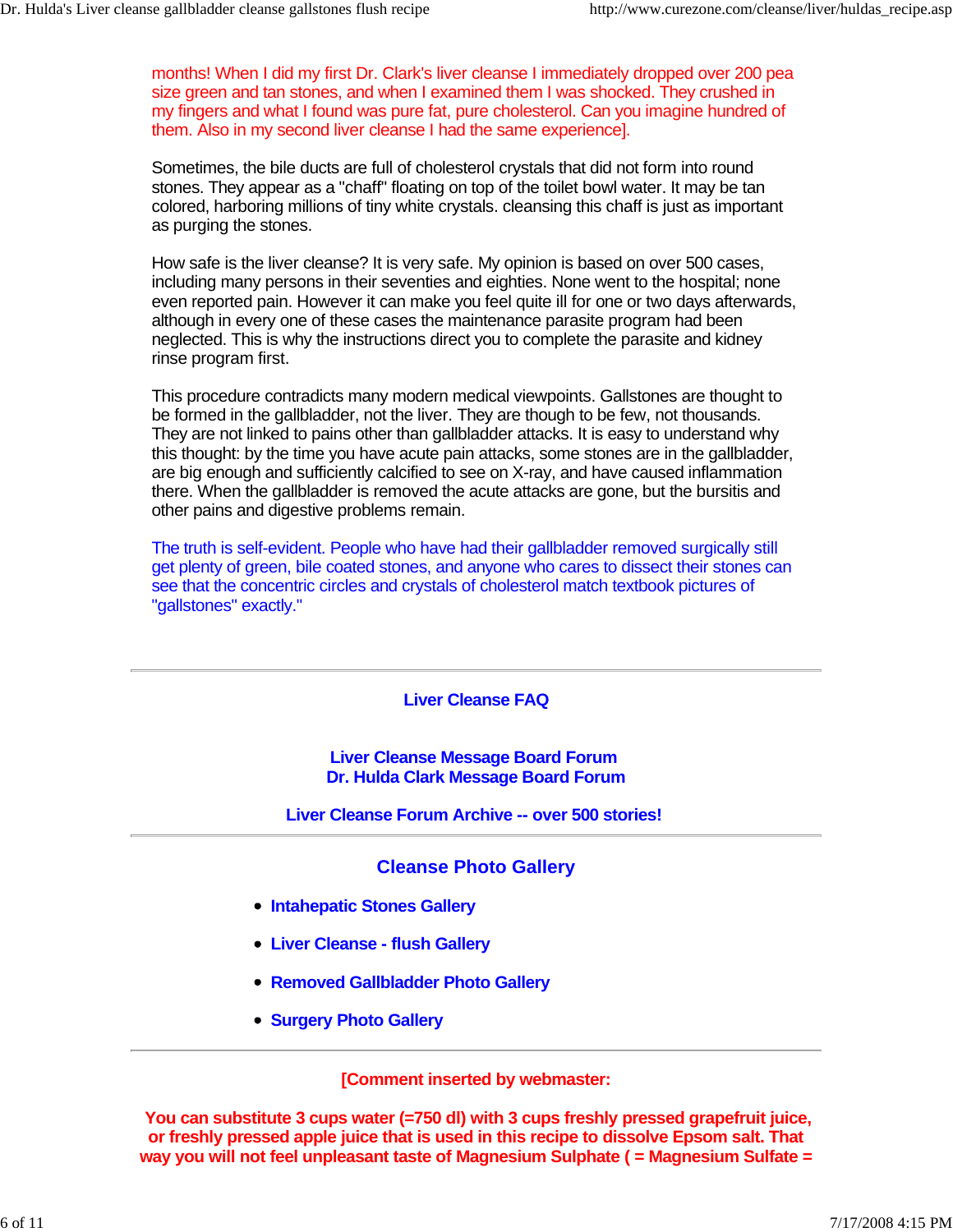months! When I did my first Dr. Clark's liver cleanse I immediately dropped over 200 pea size green and tan stones, and when I examined them I was shocked. They crushed in my fingers and what I found was pure fat, pure cholesterol. Can you imagine hundred of them. Also in my second liver cleanse I had the same experience].

Sometimes, the bile ducts are full of cholesterol crystals that did not form into round stones. They appear as a "chaff" floating on top of the toilet bowl water. It may be tan colored, harboring millions of tiny white crystals. cleansing this chaff is just as important as purging the stones.

How safe is the liver cleanse? It is very safe. My opinion is based on over 500 cases, including many persons in their seventies and eighties. None went to the hospital; none even reported pain. However it can make you feel quite ill for one or two days afterwards, although in every one of these cases the maintenance parasite program had been neglected. This is why the instructions direct you to complete the parasite and kidney rinse program first.

This procedure contradicts many modern medical viewpoints. Gallstones are thought to be formed in the gallbladder, not the liver. They are though to be few, not thousands. They are not linked to pains other than gallbladder attacks. It is easy to understand why this thought: by the time you have acute pain attacks, some stones are in the gallbladder, are big enough and sufficiently calcified to see on X-ray, and have caused inflammation there. When the gallbladder is removed the acute attacks are gone, but the bursitis and other pains and digestive problems remain.

The truth is self-evident. People who have had their gallbladder removed surgically still get plenty of green, bile coated stones, and anyone who cares to dissect their stones can see that the concentric circles and crystals of cholesterol match textbook pictures of "gallstones" exactly."

---

**Liver Cleanse FAQ**

**Liver Cleanse Message Board Forum**
**Dr. Hulda Clark Message Board Forum**

**Liver Cleanse Forum Archive -- over 500 stories!**

---

## Cleanse Photo Gallery

- **Intahepatic Stones Gallery**
- **Liver Cleanse - flush Gallery**
- **Removed Gallbladder Photo Gallery**
- **Surgery Photo Gallery**

---

**[Comment inserted by webmaster:**

**You can substitute 3 cups water (=750 dl) with 3 cups freshly pressed grapefruit juice, or freshly pressed apple juice that is used in this recipe to dissolve Epsom salt. That way you will not feel unpleasant taste of Magnesium Sulphate ( = Magnesium Sulfate =**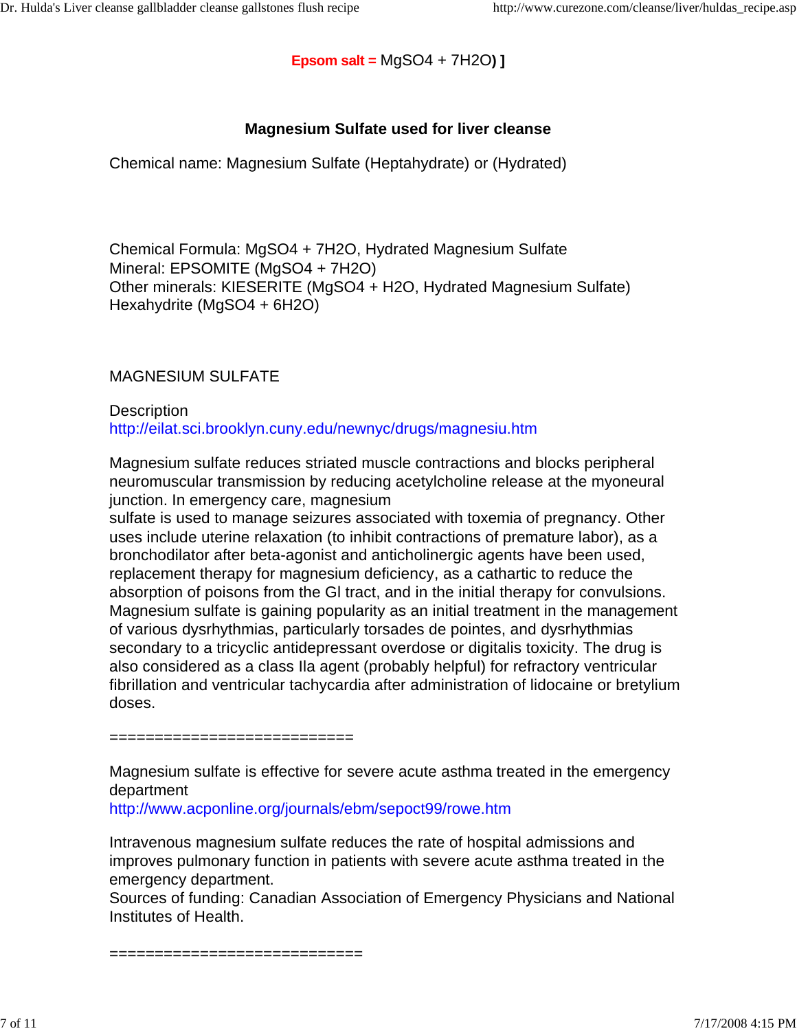**Epsom salt =** $MgSO_4 + 7H_2O$**) ]**

### Magnesium Sulfate used for liver cleanse

Chemical name: Magnesium Sulfate (Heptahydrate) or (Hydrated)

Chemical Formula: $MgSO_4 + 7H_2O$, Hydrated Magnesium Sulfate
Mineral: EPSOMITE ($MgSO_4 + 7H_2O$)
Other minerals: KIESERITE ($MgSO_4 + H_2O$, Hydrated Magnesium Sulfate)
Hexahydrite ($MgSO_4 + 6H_2O$)

MAGNESIUM SULFATE

Description
http://eilat.sci.brooklyn.cuny.edu/newnyc/drugs/magnesiu.htm

Magnesium sulfate reduces striated muscle contractions and blocks peripheral neuromuscular transmission by reducing acetylcholine release at the myoneural junction. In emergency care, magnesium
sulfate is used to manage seizures associated with toxemia of pregnancy. Other uses include uterine relaxation (to inhibit contractions of premature labor), as a bronchodilator after beta-agonist and anticholinergic agents have been used, replacement therapy for magnesium deficiency, as a cathartic to reduce the absorption of poisons from the GI tract, and in the initial therapy for convulsions. Magnesium sulfate is gaining popularity as an initial treatment in the management of various dysrhythmias, particularly torsades de pointes, and dysrhythmias secondary to a tricyclic antidepressant overdose or digitalis toxicity. The drug is also considered as a class IIa agent (probably helpful) for refractory ventricular fibrillation and ventricular tachycardia after administration of lidocaine or bretylium doses.

==========================

Magnesium sulfate is effective for severe acute asthma treated in the emergency department
http://www.acponline.org/journals/ebm/sepoct99/rowe.htm

Intravenous magnesium sulfate reduces the rate of hospital admissions and improves pulmonary function in patients with severe acute asthma treated in the emergency department.
Sources of funding: Canadian Association of Emergency Physicians and National Institutes of Health.

===========================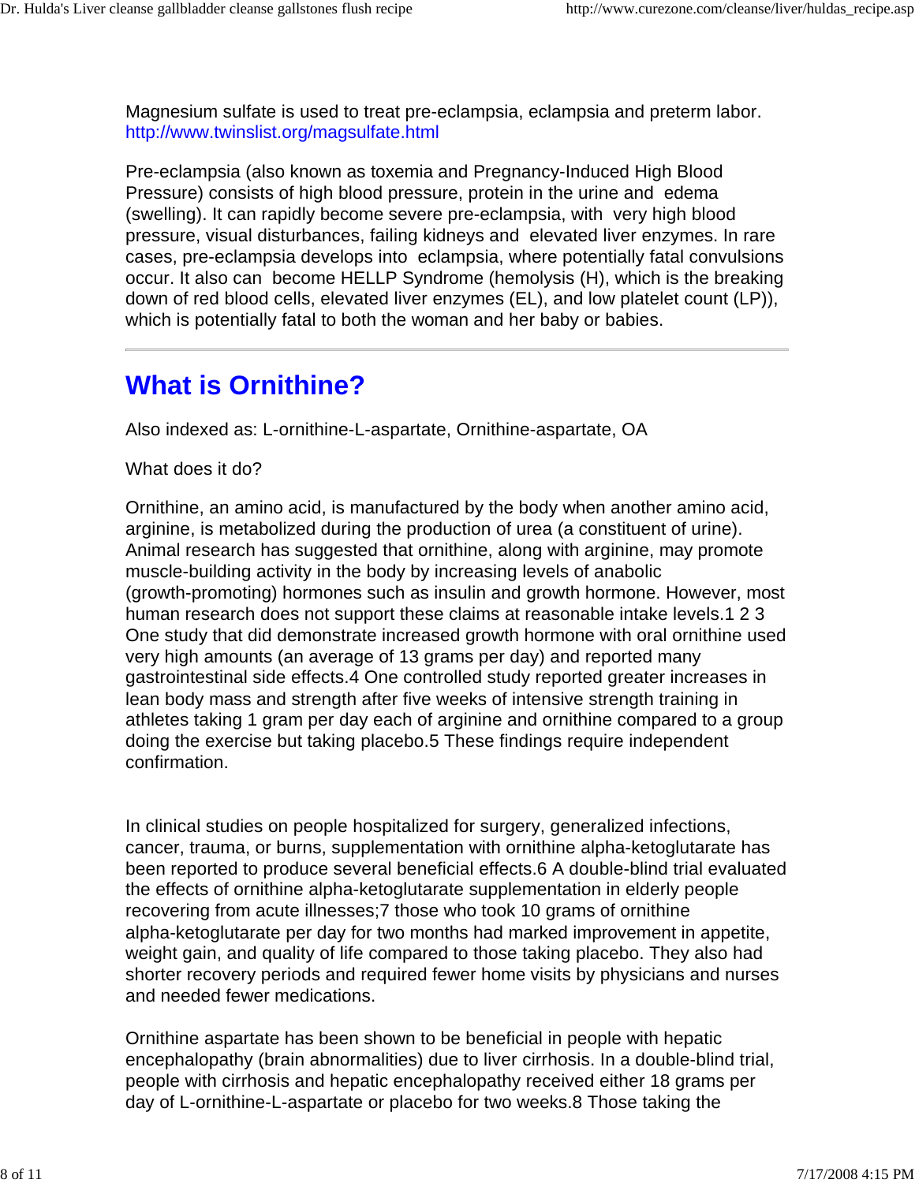Magnesium sulfate is used to treat pre-eclampsia, eclampsia and preterm labor.
http://www.twinslist.org/magsulfate.html

Pre-eclampsia (also known as toxemia and Pregnancy-Induced High Blood Pressure) consists of high blood pressure, protein in the urine and edema (swelling). It can rapidly become severe pre-eclampsia, with very high blood pressure, visual disturbances, failing kidneys and elevated liver enzymes. In rare cases, pre-eclampsia develops into eclampsia, where potentially fatal convulsions occur. It also can become HELLP Syndrome (hemolysis (H), which is the breaking down of red blood cells, elevated liver enzymes (EL), and low platelet count (LP)), which is potentially fatal to both the woman and her baby or babies.

---

## What is Ornithine?

Also indexed as: L-ornithine-L-aspartate, Ornithine-aspartate, OA

What does it do?

Ornithine, an amino acid, is manufactured by the body when another amino acid, arginine, is metabolized during the production of urea (a constituent of urine). Animal research has suggested that ornithine, along with arginine, may promote muscle-building activity in the body by increasing levels of anabolic (growth-promoting) hormones such as insulin and growth hormone. However, most human research does not support these claims at reasonable intake levels.[1 2 3] One study that did demonstrate increased growth hormone with oral ornithine used very high amounts (an average of 13 grams per day) and reported many gastrointestinal side effects.[4] One controlled study reported greater increases in lean body mass and strength after five weeks of intensive strength training in athletes taking 1 gram per day each of arginine and ornithine compared to a group doing the exercise but taking placebo.[5] These findings require independent confirmation.

In clinical studies on people hospitalized for surgery, generalized infections, cancer, trauma, or burns, supplementation with ornithine alpha-ketoglutarate has been reported to produce several beneficial effects.[6] A double-blind trial evaluated the effects of ornithine alpha-ketoglutarate supplementation in elderly people recovering from acute illnesses;[7] those who took 10 grams of ornithine alpha-ketoglutarate per day for two months had marked improvement in appetite, weight gain, and quality of life compared to those taking placebo. They also had shorter recovery periods and required fewer home visits by physicians and nurses and needed fewer medications.

Ornithine aspartate has been shown to be beneficial in people with hepatic encephalopathy (brain abnormalities) due to liver cirrhosis. In a double-blind trial, people with cirrhosis and hepatic encephalopathy received either 18 grams per day of L-ornithine-L-aspartate or placebo for two weeks.[8] Those taking the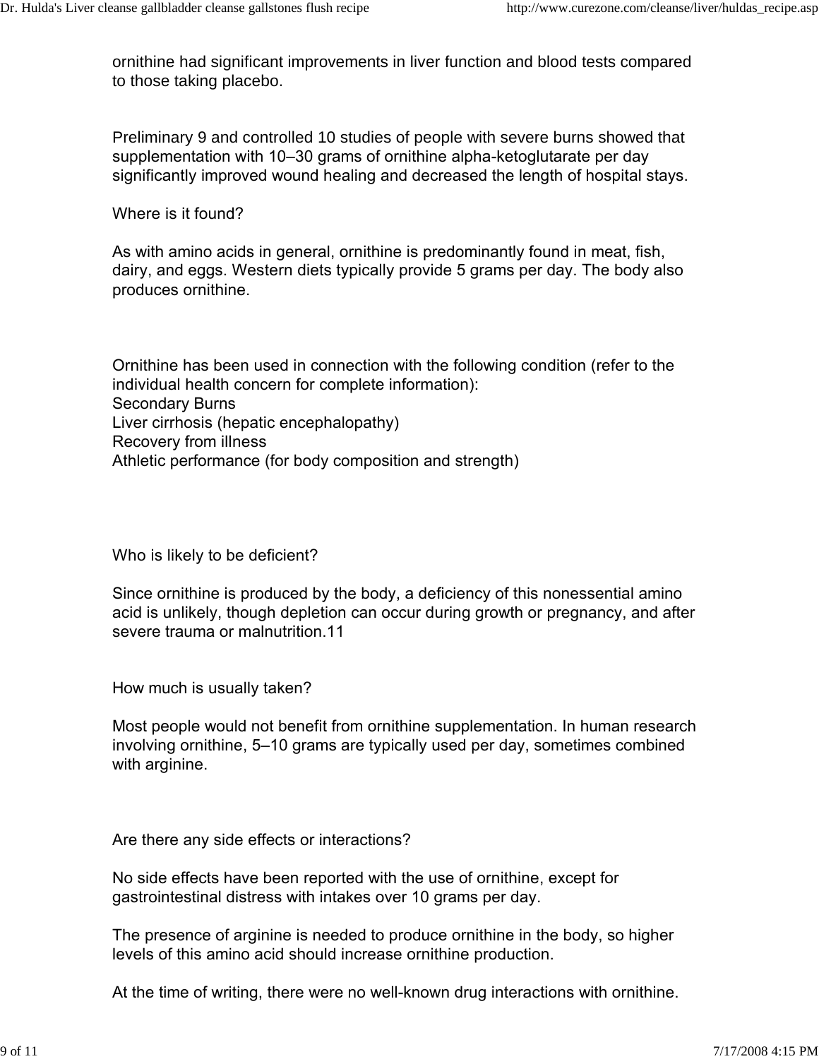ornithine had significant improvements in liver function and blood tests compared to those taking placebo.

Preliminary 9 and controlled 10 studies of people with severe burns showed that supplementation with 10–30 grams of ornithine alpha-ketoglutarate per day significantly improved wound healing and decreased the length of hospital stays.

Where is it found?

As with amino acids in general, ornithine is predominantly found in meat, fish, dairy, and eggs. Western diets typically provide 5 grams per day. The body also produces ornithine.

Ornithine has been used in connection with the following condition (refer to the individual health concern for complete information):
Secondary Burns
Liver cirrhosis (hepatic encephalopathy)
Recovery from illness
Athletic performance (for body composition and strength)

Who is likely to be deficient?

Since ornithine is produced by the body, a deficiency of this nonessential amino acid is unlikely, though depletion can occur during growth or pregnancy, and after severe trauma or malnutrition.11

How much is usually taken?

Most people would not benefit from ornithine supplementation. In human research involving ornithine, 5–10 grams are typically used per day, sometimes combined with arginine.

Are there any side effects or interactions?

No side effects have been reported with the use of ornithine, except for gastrointestinal distress with intakes over 10 grams per day.

The presence of arginine is needed to produce ornithine in the body, so higher levels of this amino acid should increase ornithine production.

At the time of writing, there were no well-known drug interactions with ornithine.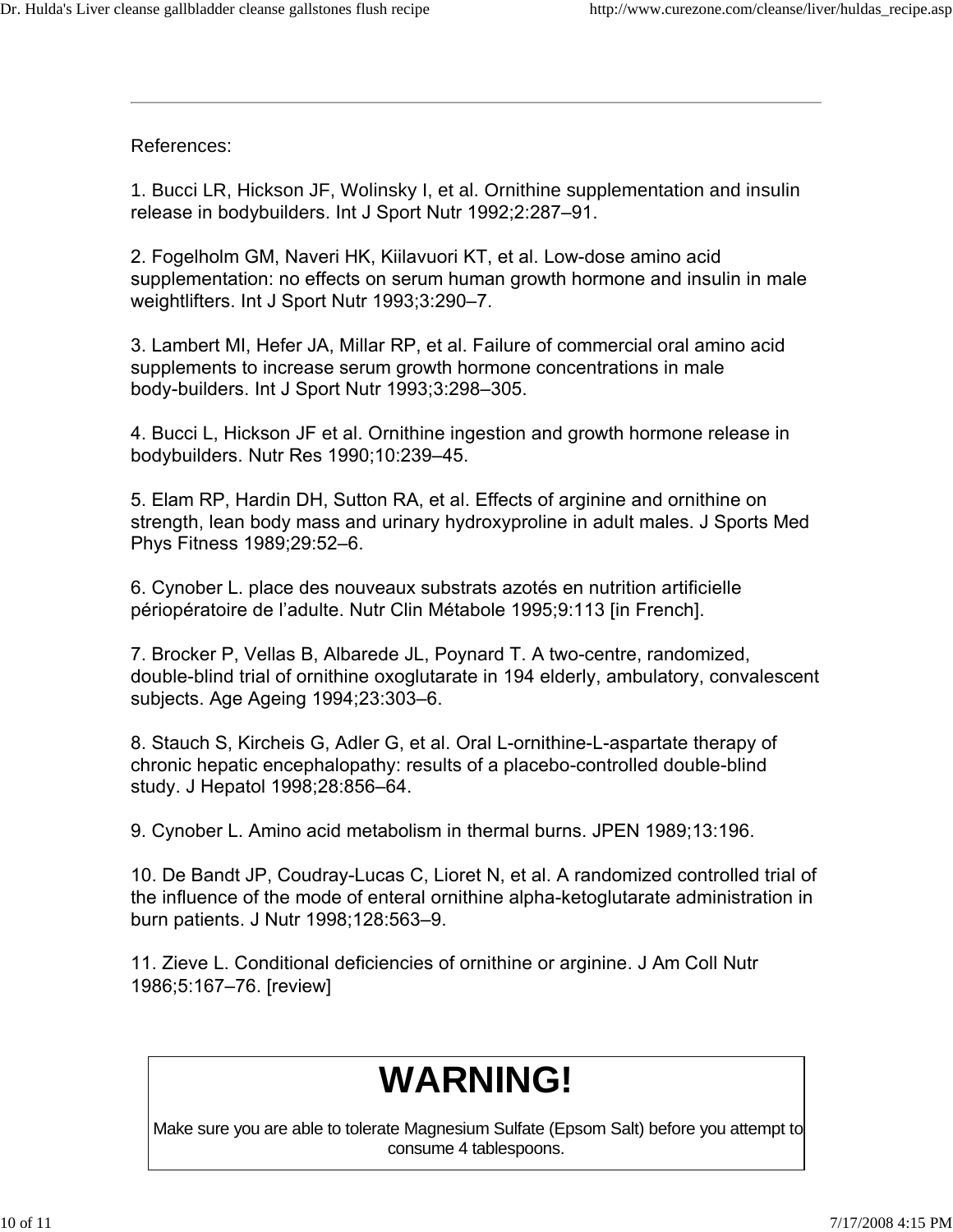References:

1. Bucci LR, Hickson JF, Wolinsky I, et al. Ornithine supplementation and insulin release in bodybuilders. Int J Sport Nutr 1992;2:287–91.

2. Fogelholm GM, Naveri HK, Kiilavuori KT, et al. Low-dose amino acid supplementation: no effects on serum human growth hormone and insulin in male weightlifters. Int J Sport Nutr 1993;3:290–7.

3. Lambert MI, Hefer JA, Millar RP, et al. Failure of commercial oral amino acid supplements to increase serum growth hormone concentrations in male body-builders. Int J Sport Nutr 1993;3:298–305.

4. Bucci L, Hickson JF et al. Ornithine ingestion and growth hormone release in bodybuilders. Nutr Res 1990;10:239–45.

5. Elam RP, Hardin DH, Sutton RA, et al. Effects of arginine and ornithine on strength, lean body mass and urinary hydroxyproline in adult males. J Sports Med Phys Fitness 1989;29:52–6.

6. Cynober L. place des nouveaux substrats azotés en nutrition artificielle périopératoire de l’adulte. Nutr Clin Métabole 1995;9:113 [in French].

7. Brocker P, Vellas B, Albarede JL, Poynard T. A two-centre, randomized, double-blind trial of ornithine oxoglutarate in 194 elderly, ambulatory, convalescent subjects. Age Ageing 1994;23:303–6.

8. Stauch S, Kircheis G, Adler G, et al. Oral L-ornithine-L-aspartate therapy of chronic hepatic encephalopathy: results of a placebo-controlled double-blind study. J Hepatol 1998;28:856–64.

9. Cynober L. Amino acid metabolism in thermal burns. JPEN 1989;13:196.

10. De Bandt JP, Coudray-Lucas C, Lioret N, et al. A randomized controlled trial of the influence of the mode of enteral ornithine alpha-ketoglutarate administration in burn patients. J Nutr 1998;128:563–9.

11. Zieve L. Conditional deficiencies of ornithine or arginine. J Am Coll Nutr 1986;5:167–76. [review]

# WARNING!

Make sure you are able to tolerate Magnesium Sulfate (Epsom Salt) before you attempt to consume 4 tablespoons.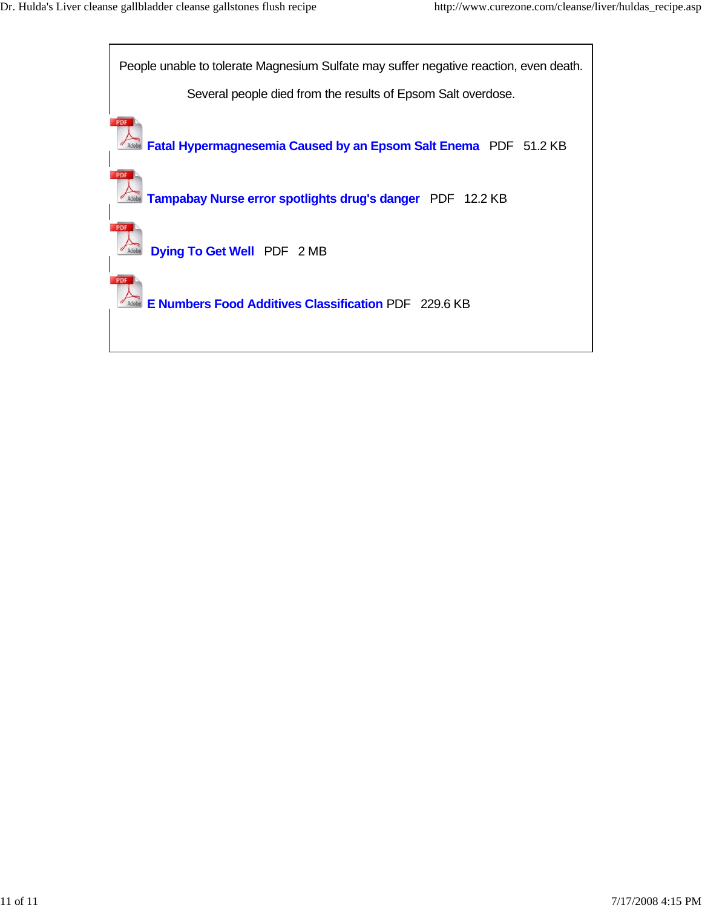People unable to tolerate Magnesium Sulfate may suffer negative reaction, even death.

Several people died from the results of Epsom Salt overdose.

**Fatal Hypermagnesemia Caused by an Epsom Salt Enema** PDF 51.2 KB

**Tampabay Nurse error spotlights drug's danger** PDF 12.2 KB

**Dying To Get Well** PDF 2 MB

**E Numbers Food Additives Classification** PDF 229.6 KB